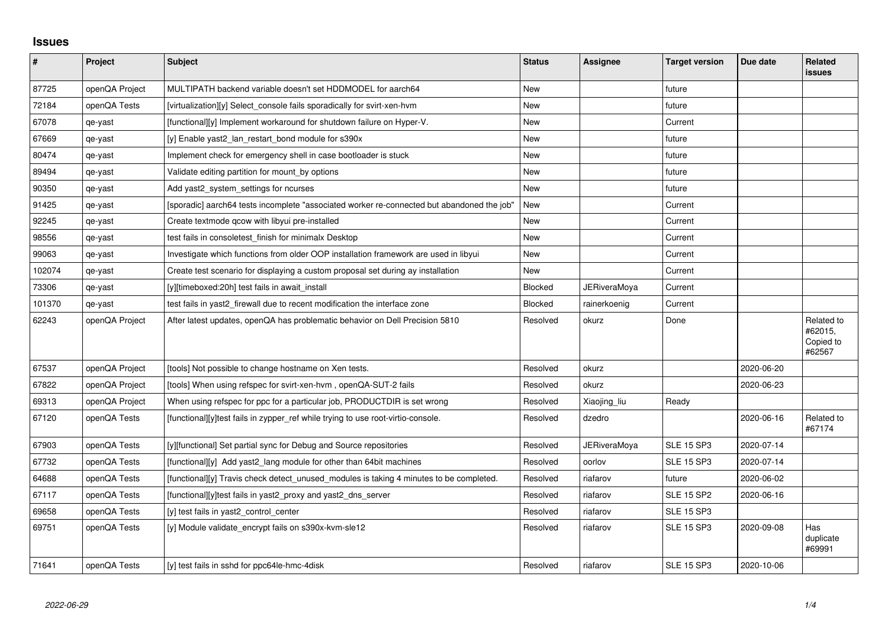# Issues

| # | Project | Subject | Status | Assignee | Target version | Due date | Related issues |
|---|---|---|---|---|---|---|---|
| 87725 | openQA Project | MULTIPATH backend variable doesn't set HDDMODEL for aarch64 | New | | future | | |
| 72184 | openQA Tests | [virtualization][y] Select_console fails sporadically for svirt-xen-hvm | New | | future | | |
| 67078 | qe-yast | [functional][y] Implement workaround for shutdown failure on Hyper-V. | New | | Current | | |
| 67669 | qe-yast | [y] Enable yast2_lan_restart_bond module for s390x | New | | future | | |
| 80474 | qe-yast | Implement check for emergency shell in case bootloader is stuck | New | | future | | |
| 89494 | qe-yast | Validate editing partition for mount_by options | New | | future | | |
| 90350 | qe-yast | Add yast2_system_settings for ncurses | New | | future | | |
| 91425 | qe-yast | [sporadic] aarch64 tests incomplete "associated worker re-connected but abandoned the job" | New | | Current | | |
| 92245 | qe-yast | Create textmode qcow with libyui pre-installed | New | | Current | | |
| 98556 | qe-yast | test fails in consoletest_finish for minimalx Desktop | New | | Current | | |
| 99063 | qe-yast | Investigate which functions from older OOP installation framework are used in libyui | New | | Current | | |
| 102074 | qe-yast | Create test scenario for displaying a custom proposal set during ay installation | New | | Current | | |
| 73306 | qe-yast | [y][timeboxed:20h] test fails in await_install | Blocked | JERiveraMoya | Current | | |
| 101370 | qe-yast | test fails in yast2_firewall due to recent modification the interface zone | Blocked | rainerkoenig | Current | | |
| 62243 | openQA Project | After latest updates, openQA has problematic behavior on Dell Precision 5810 | Resolved | okurz | Done | | Related to #62015, Copied to #62567 |
| 67537 | openQA Project | [tools] Not possible to change hostname on Xen tests. | Resolved | okurz | | 2020-06-20 | |
| 67822 | openQA Project | [tools] When using refspec for svirt-xen-hvm , openQA-SUT-2 fails | Resolved | okurz | | 2020-06-23 | |
| 69313 | openQA Project | When using refspec for ppc for a particular job, PRODUCTDIR is set wrong | Resolved | Xiaojing_liu | Ready | | |
| 67120 | openQA Tests | [functional][y]test fails in zypper_ref while trying to use root-virtio-console. | Resolved | dzedro | | 2020-06-16 | Related to #67174 |
| 67903 | openQA Tests | [y][functional] Set partial sync for Debug and Source repositories | Resolved | JERiveraMoya | SLE 15 SP3 | 2020-07-14 | |
| 67732 | openQA Tests | [functional][y] Add yast2_lang module for other than 64bit machines | Resolved | oorlov | SLE 15 SP3 | 2020-07-14 | |
| 64688 | openQA Tests | [functional][y] Travis check detect_unused_modules is taking 4 minutes to be completed. | Resolved | riafarov | future | 2020-06-02 | |
| 67117 | openQA Tests | [functional][y]test fails in yast2_proxy and yast2_dns_server | Resolved | riafarov | SLE 15 SP2 | 2020-06-16 | |
| 69658 | openQA Tests | [y] test fails in yast2_control_center | Resolved | riafarov | SLE 15 SP3 | | |
| 69751 | openQA Tests | [y] Module validate_encrypt fails on s390x-kvm-sle12 | Resolved | riafarov | SLE 15 SP3 | 2020-09-08 | Has duplicate #69991 |
| 71641 | openQA Tests | [y] test fails in sshd for ppc64le-hmc-4disk | Resolved | riafarov | SLE 15 SP3 | 2020-10-06 | |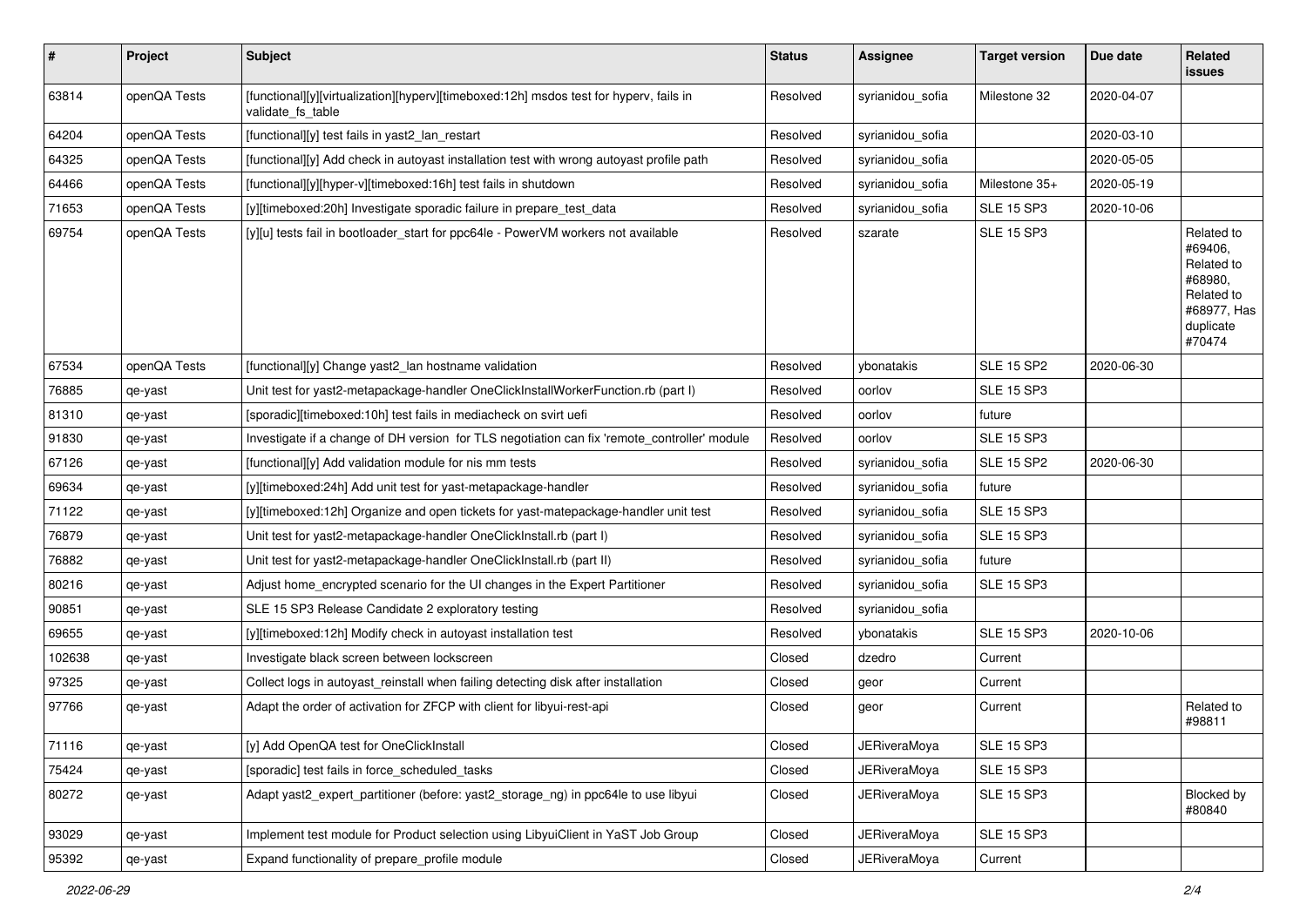| # | Project | Subject | Status | Assignee | Target version | Due date | Related issues |
|---|---|---|---|---|---|---|---|
| 63814 | openQA Tests | [functional][y][virtualization][hyperv][timeboxed:12h] msdos test for hyperv, fails in validate_fs_table | Resolved | syrianidou_sofia | Milestone 32 | 2020-04-07 | |
| 64204 | openQA Tests | [functional][y] test fails in yast2_lan_restart | Resolved | syrianidou_sofia | | 2020-03-10 | |
| 64325 | openQA Tests | [functional][y] Add check in autoyast installation test with wrong autoyast profile path | Resolved | syrianidou_sofia | | 2020-05-05 | |
| 64466 | openQA Tests | [functional][y][hyper-v][timeboxed:16h] test fails in shutdown | Resolved | syrianidou_sofia | Milestone 35+ | 2020-05-19 | |
| 71653 | openQA Tests | [y][timeboxed:20h] Investigate sporadic failure in prepare_test_data | Resolved | syrianidou_sofia | SLE 15 SP3 | 2020-10-06 | |
| 69754 | openQA Tests | [y][u] tests fail in bootloader_start for ppc64le - PowerVM workers not available | Resolved | szarate | SLE 15 SP3 | | Related to #69406, Related to #68980, Related to #68977, Has duplicate #70474 |
| 67534 | openQA Tests | [functional][y] Change yast2_lan hostname validation | Resolved | ybonatakis | SLE 15 SP2 | 2020-06-30 | |
| 76885 | qe-yast | Unit test for yast2-metapackage-handler OneClickInstallWorkerFunction.rb (part I) | Resolved | oorlov | SLE 15 SP3 | | |
| 81310 | qe-yast | [sporadic][timeboxed:10h] test fails in mediacheck on svirt uefi | Resolved | oorlov | future | | |
| 91830 | qe-yast | Investigate if a change of DH version for TLS negotiation can fix 'remote_controller' module | Resolved | oorlov | SLE 15 SP3 | | |
| 67126 | qe-yast | [functional][y] Add validation module for nis mm tests | Resolved | syrianidou_sofia | SLE 15 SP2 | 2020-06-30 | |
| 69634 | qe-yast | [y][timeboxed:24h] Add unit test for yast-metapackage-handler | Resolved | syrianidou_sofia | future | | |
| 71122 | qe-yast | [y][timeboxed:12h] Organize and open tickets for yast-matepackage-handler unit test | Resolved | syrianidou_sofia | SLE 15 SP3 | | |
| 76879 | qe-yast | Unit test for yast2-metapackage-handler OneClickInstall.rb (part I) | Resolved | syrianidou_sofia | SLE 15 SP3 | | |
| 76882 | qe-yast | Unit test for yast2-metapackage-handler OneClickInstall.rb (part II) | Resolved | syrianidou_sofia | future | | |
| 80216 | qe-yast | Adjust home_encrypted scenario for the UI changes in the Expert Partitioner | Resolved | syrianidou_sofia | SLE 15 SP3 | | |
| 90851 | qe-yast | SLE 15 SP3 Release Candidate 2 exploratory testing | Resolved | syrianidou_sofia | | | |
| 69655 | qe-yast | [y][timeboxed:12h] Modify check in autoyast installation test | Resolved | ybonatakis | SLE 15 SP3 | 2020-10-06 | |
| 102638 | qe-yast | Investigate black screen between lockscreen | Closed | dzedro | Current | | |
| 97325 | qe-yast | Collect logs in autoyast_reinstall when failing detecting disk after installation | Closed | geor | Current | | |
| 97766 | qe-yast | Adapt the order of activation for ZFCP with client for libyui-rest-api | Closed | geor | Current | | Related to #98811 |
| 71116 | qe-yast | [y] Add OpenQA test for OneClickInstall | Closed | JERiveraMoya | SLE 15 SP3 | | |
| 75424 | qe-yast | [sporadic] test fails in force_scheduled_tasks | Closed | JERiveraMoya | SLE 15 SP3 | | |
| 80272 | qe-yast | Adapt yast2_expert_partitioner (before: yast2_storage_ng) in ppc64le to use libyui | Closed | JERiveraMoya | SLE 15 SP3 | | Blocked by #80840 |
| 93029 | qe-yast | Implement test module for Product selection using LibyuiClient in YaST Job Group | Closed | JERiveraMoya | SLE 15 SP3 | | |
| 95392 | qe-yast | Expand functionality of prepare_profile module | Closed | JERiveraMoya | Current | | |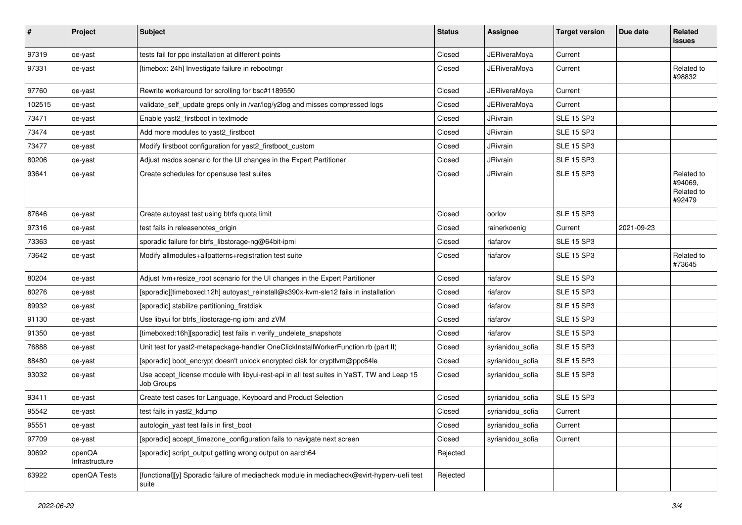| # | Project | Subject | Status | Assignee | Target version | Due date | Related issues |
|---|---|---|---|---|---|---|---|
| 97319 | qe-yast | tests fail for ppc installation at different points | Closed | JERiveraMoya | Current | | |
| 97331 | qe-yast | [timebox: 24h] Investigate failure in rebootmgr | Closed | JERiveraMoya | Current | | Related to #98832 |
| 97760 | qe-yast | Rewrite workaround for scrolling for bsc#1189550 | Closed | JERiveraMoya | Current | | |
| 102515 | qe-yast | validate_self_update greps only in /var/log/y2log and misses compressed logs | Closed | JERiveraMoya | Current | | |
| 73471 | qe-yast | Enable yast2_firstboot in textmode | Closed | JRivrain | SLE 15 SP3 | | |
| 73474 | qe-yast | Add more modules to yast2_firstboot | Closed | JRivrain | SLE 15 SP3 | | |
| 73477 | qe-yast | Modify firstboot configuration for yast2_firstboot_custom | Closed | JRivrain | SLE 15 SP3 | | |
| 80206 | qe-yast | Adjust msdos scenario for the UI changes in the Expert Partitioner | Closed | JRivrain | SLE 15 SP3 | | |
| 93641 | qe-yast | Create schedules for opensuse test suites | Closed | JRivrain | SLE 15 SP3 | | Related to #94069, Related to #92479 |
| 87646 | qe-yast | Create autoyast test using btrfs quota limit | Closed | oorlov | SLE 15 SP3 | | |
| 97316 | qe-yast | test fails in releasenotes_origin | Closed | rainerkoenig | Current | 2021-09-23 | |
| 73363 | qe-yast | sporadic failure for btrfs_libstorage-ng@64bit-ipmi | Closed | riafarov | SLE 15 SP3 | | |
| 73642 | qe-yast | Modify allmodules+allpatterns+registration test suite | Closed | riafarov | SLE 15 SP3 | | Related to #73645 |
| 80204 | qe-yast | Adjust lvm+resize_root scenario for the UI changes in the Expert Partitioner | Closed | riafarov | SLE 15 SP3 | | |
| 80276 | qe-yast | [sporadic][timeboxed:12h] autoyast_reinstall@s390x-kvm-sle12 fails in installation | Closed | riafarov | SLE 15 SP3 | | |
| 89932 | qe-yast | [sporadic] stabilize partitioning_firstdisk | Closed | riafarov | SLE 15 SP3 | | |
| 91130 | qe-yast | Use libyui for btrfs_libstorage-ng ipmi and zVM | Closed | riafarov | SLE 15 SP3 | | |
| 91350 | qe-yast | [timeboxed:16h][sporadic] test fails in verify_undelete_snapshots | Closed | riafarov | SLE 15 SP3 | | |
| 76888 | qe-yast | Unit test for yast2-metapackage-handler OneClickInstallWorkerFunction.rb (part II) | Closed | syrianidou_sofia | SLE 15 SP3 | | |
| 88480 | qe-yast | [sporadic] boot_encrypt doesn't unlock encrypted disk for cryptlvm@ppc64le | Closed | syrianidou_sofia | SLE 15 SP3 | | |
| 93032 | qe-yast | Use accept_license module with libyui-rest-api in all test suites in YaST, TW and Leap 15 Job Groups | Closed | syrianidou_sofia | SLE 15 SP3 | | |
| 93411 | qe-yast | Create test cases for Language, Keyboard and Product Selection | Closed | syrianidou_sofia | SLE 15 SP3 | | |
| 95542 | qe-yast | test fails in yast2_kdump | Closed | syrianidou_sofia | Current | | |
| 95551 | qe-yast | autologin_yast test fails in first_boot | Closed | syrianidou_sofia | Current | | |
| 97709 | qe-yast | [sporadic] accept_timezone_configuration fails to navigate next screen | Closed | syrianidou_sofia | Current | | |
| 90692 | openQA Infrastructure | [sporadic] script_output getting wrong output on aarch64 | Rejected | | | | |
| 63922 | openQA Tests | [functional][y] Sporadic failure of mediacheck module in mediacheck@svirt-hyperv-uefi test suite | Rejected | | | | |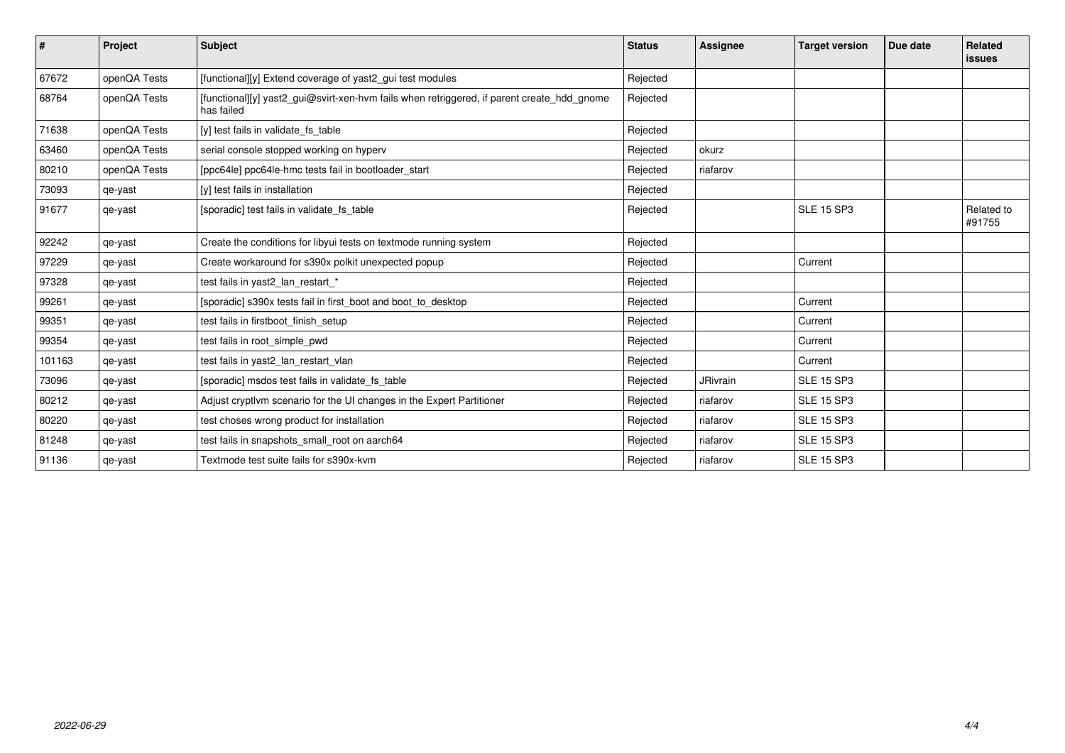| # | Project | Subject | Status | Assignee | Target version | Due date | Related issues |
|---|---|---|---|---|---|---|---|
| 67672 | openQA Tests | [functional][y] Extend coverage of yast2_gui test modules | Rejected | | | | |
| 68764 | openQA Tests | [functional][y] yast2_gui@svirt-xen-hvm fails when retriggered, if parent create_hdd_gnome has failed | Rejected | | | | |
| 71638 | openQA Tests | [y] test fails in validate_fs_table | Rejected | | | | |
| 63460 | openQA Tests | serial console stopped working on hyperv | Rejected | okurz | | | |
| 80210 | openQA Tests | [ppc64le] ppc64le-hmc tests fail in bootloader_start | Rejected | riafarov | | | |
| 73093 | qe-yast | [y] test fails in installation | Rejected | | | | |
| 91677 | qe-yast | [sporadic] test fails in validate_fs_table | Rejected | | SLE 15 SP3 | | Related to #91755 |
| 92242 | qe-yast | Create the conditions for libyui tests on textmode running system | Rejected | | | | |
| 97229 | qe-yast | Create workaround for s390x polkit unexpected popup | Rejected | | Current | | |
| 97328 | qe-yast | test fails in yast2_lan_restart_* | Rejected | | | | |
| 99261 | qe-yast | [sporadic] s390x tests fail in first_boot and boot_to_desktop | Rejected | | Current | | |
| 99351 | qe-yast | test fails in firstboot_finish_setup | Rejected | | Current | | |
| 99354 | qe-yast | test fails in root_simple_pwd | Rejected | | Current | | |
| 101163 | qe-yast | test fails in yast2_lan_restart_vlan | Rejected | | Current | | |
| 73096 | qe-yast | [sporadic] msdos test fails in validate_fs_table | Rejected | JRivrain | SLE 15 SP3 | | |
| 80212 | qe-yast | Adjust cryptlvm scenario for the UI changes in the Expert Partitioner | Rejected | riafarov | SLE 15 SP3 | | |
| 80220 | qe-yast | test choses wrong product for installation | Rejected | riafarov | SLE 15 SP3 | | |
| 81248 | qe-yast | test fails in snapshots_small_root on aarch64 | Rejected | riafarov | SLE 15 SP3 | | |
| 91136 | qe-yast | Textmode test suite fails for s390x-kvm | Rejected | riafarov | SLE 15 SP3 | | |